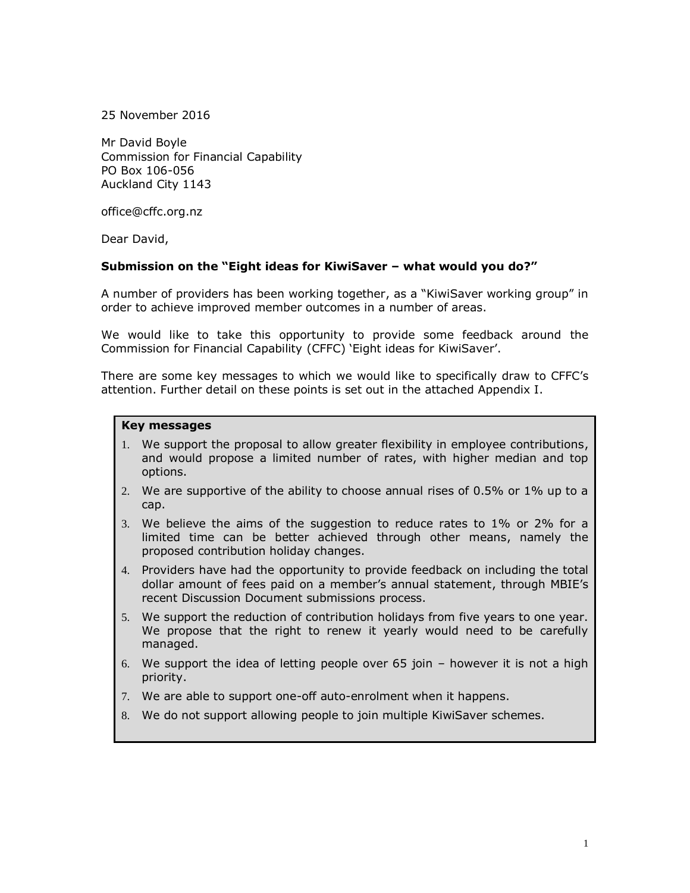25 November 2016

Mr David Boyle  
Commission for Financial Capability  
PO Box 106-056  
Auckland City 1143

office@cffc.org.nz

Dear David,

**Submission on the "Eight ideas for KiwiSaver – what would you do?"**

A number of providers has been working together, as a "KiwiSaver working group" in order to achieve improved member outcomes in a number of areas.

We would like to take this opportunity to provide some feedback around the Commission for Financial Capability (CFFC) 'Eight ideas for KiwiSaver'.

There are some key messages to which we would like to specifically draw to CFFC's attention. Further detail on these points is set out in the attached Appendix I.

**Key messages**

1. We support the proposal to allow greater flexibility in employee contributions, and would propose a limited number of rates, with higher median and top options.
2. We are supportive of the ability to choose annual rises of 0.5% or 1% up to a cap.
3. We believe the aims of the suggestion to reduce rates to 1% or 2% for a limited time can be better achieved through other means, namely the proposed contribution holiday changes.
4. Providers have had the opportunity to provide feedback on including the total dollar amount of fees paid on a member's annual statement, through MBIE's recent Discussion Document submissions process.
5. We support the reduction of contribution holidays from five years to one year. We propose that the right to renew it yearly would need to be carefully managed.
6. We support the idea of letting people over 65 join – however it is not a high priority.
7. We are able to support one-off auto-enrolment when it happens.
8. We do not support allowing people to join multiple KiwiSaver schemes.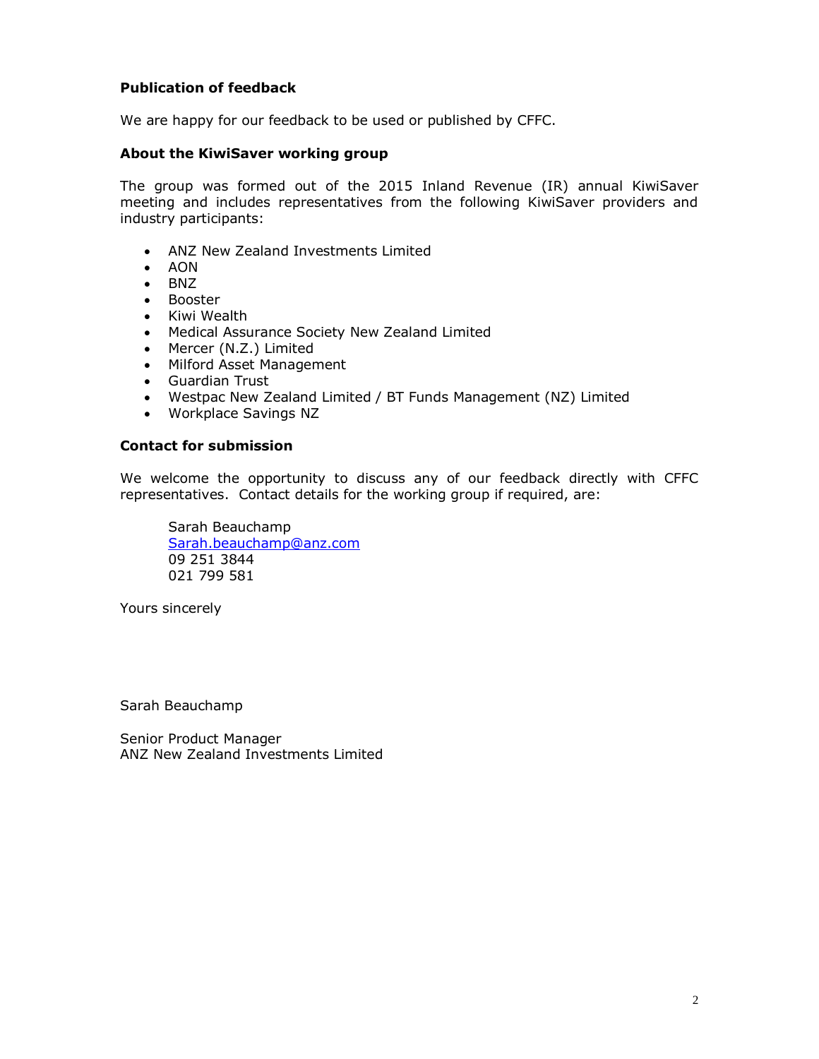**Publication of feedback**

We are happy for our feedback to be used or published by CFFC.

**About the KiwiSaver working group**

The group was formed out of the 2015 Inland Revenue (IR) annual KiwiSaver meeting and includes representatives from the following KiwiSaver providers and industry participants:

- ANZ New Zealand Investments Limited
- AON
- BNZ
- Booster
- Kiwi Wealth
- Medical Assurance Society New Zealand Limited
- Mercer (N.Z.) Limited
- Milford Asset Management
- Guardian Trust
- Westpac New Zealand Limited / BT Funds Management (NZ) Limited
- Workplace Savings NZ

**Contact for submission**

We welcome the opportunity to discuss any of our feedback directly with CFFC representatives. Contact details for the working group if required, are:

Sarah Beauchamp
Sarah.beauchamp@anz.com
09 251 3844
021 799 581

Yours sincerely

Sarah Beauchamp

Senior Product Manager
ANZ New Zealand Investments Limited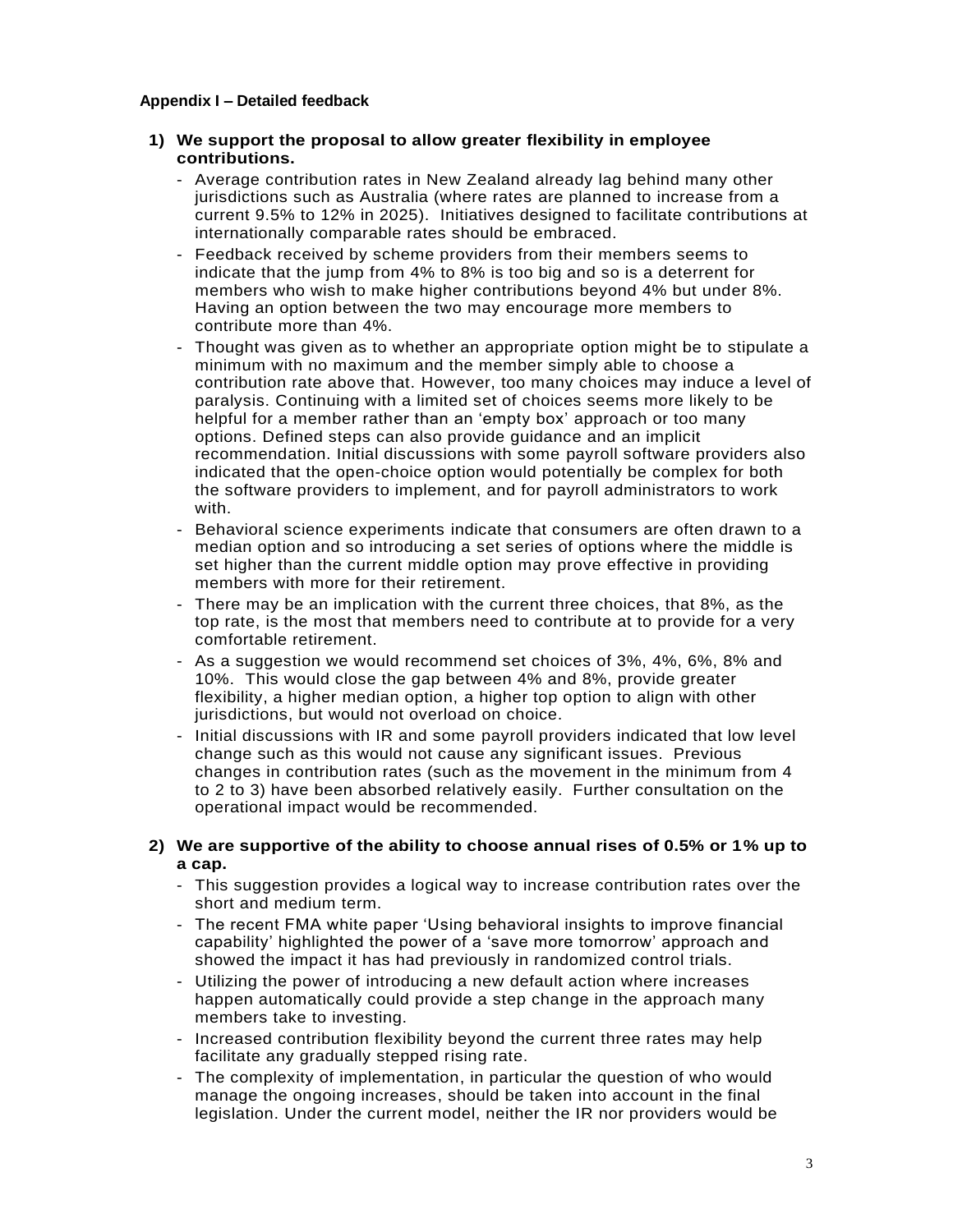**Appendix I – Detailed feedback**

1) **We support the proposal to allow greater flexibility in employee contributions.**
   - Average contribution rates in New Zealand already lag behind many other jurisdictions such as Australia (where rates are planned to increase from a current 9.5% to 12% in 2025). Initiatives designed to facilitate contributions at internationally comparable rates should be embraced.
   - Feedback received by scheme providers from their members seems to indicate that the jump from 4% to 8% is too big and so is a deterrent for members who wish to make higher contributions beyond 4% but under 8%. Having an option between the two may encourage more members to contribute more than 4%.
   - Thought was given as to whether an appropriate option might be to stipulate a minimum with no maximum and the member simply able to choose a contribution rate above that. However, too many choices may induce a level of paralysis. Continuing with a limited set of choices seems more likely to be helpful for a member rather than an 'empty box' approach or too many options. Defined steps can also provide guidance and an implicit recommendation. Initial discussions with some payroll software providers also indicated that the open-choice option would potentially be complex for both the software providers to implement, and for payroll administrators to work with.
   - Behavioral science experiments indicate that consumers are often drawn to a median option and so introducing a set series of options where the middle is set higher than the current middle option may prove effective in providing members with more for their retirement.
   - There may be an implication with the current three choices, that 8%, as the top rate, is the most that members need to contribute at to provide for a very comfortable retirement.
   - As a suggestion we would recommend set choices of 3%, 4%, 6%, 8% and 10%. This would close the gap between 4% and 8%, provide greater flexibility, a higher median option, a higher top option to align with other jurisdictions, but would not overload on choice.
   - Initial discussions with IR and some payroll providers indicated that low level change such as this would not cause any significant issues. Previous changes in contribution rates (such as the movement in the minimum from 4 to 2 to 3) have been absorbed relatively easily. Further consultation on the operational impact would be recommended.

2) **We are supportive of the ability to choose annual rises of 0.5% or 1% up to a cap.**
   - This suggestion provides a logical way to increase contribution rates over the short and medium term.
   - The recent FMA white paper 'Using behavioral insights to improve financial capability' highlighted the power of a 'save more tomorrow' approach and showed the impact it has had previously in randomized control trials.
   - Utilizing the power of introducing a new default action where increases happen automatically could provide a step change in the approach many members take to investing.
   - Increased contribution flexibility beyond the current three rates may help facilitate any gradually stepped rising rate.
   - The complexity of implementation, in particular the question of who would manage the ongoing increases, should be taken into account in the final legislation. Under the current model, neither the IR nor providers would be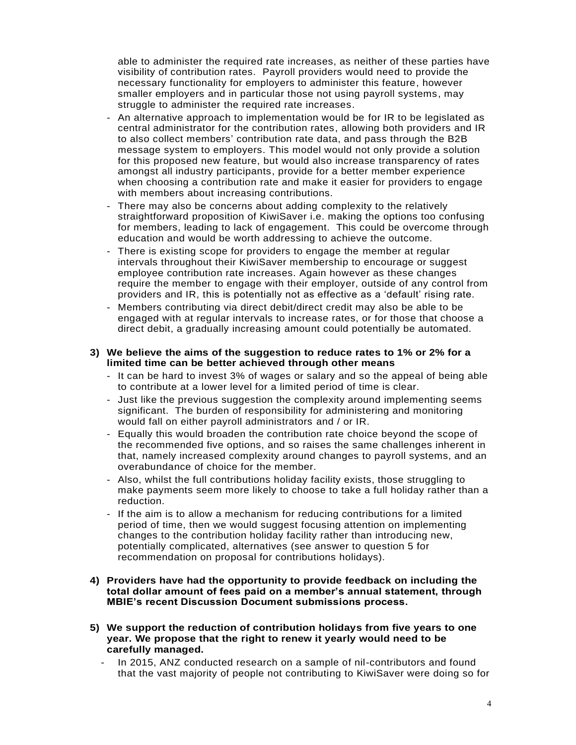able to administer the required rate increases, as neither of these parties have visibility of contribution rates. Payroll providers would need to provide the necessary functionality for employers to administer this feature, however smaller employers and in particular those not using payroll systems, may struggle to administer the required rate increases.

- An alternative approach to implementation would be for IR to be legislated as central administrator for the contribution rates, allowing both providers and IR to also collect members' contribution rate data, and pass through the B2B message system to employers. This model would not only provide a solution for this proposed new feature, but would also increase transparency of rates amongst all industry participants, provide for a better member experience when choosing a contribution rate and make it easier for providers to engage with members about increasing contributions.
- There may also be concerns about adding complexity to the relatively straightforward proposition of KiwiSaver i.e. making the options too confusing for members, leading to lack of engagement. This could be overcome through education and would be worth addressing to achieve the outcome.
- There is existing scope for providers to engage the member at regular intervals throughout their KiwiSaver membership to encourage or suggest employee contribution rate increases. Again however as these changes require the member to engage with their employer, outside of any control from providers and IR, this is potentially not as effective as a 'default' rising rate.
- Members contributing via direct debit/direct credit may also be able to be engaged with at regular intervals to increase rates, or for those that choose a direct debit, a gradually increasing amount could potentially be automated.

3) **We believe the aims of the suggestion to reduce rates to 1% or 2% for a limited time can be better achieved through other means**
   - It can be hard to invest 3% of wages or salary and so the appeal of being able to contribute at a lower level for a limited period of time is clear.
   - Just like the previous suggestion the complexity around implementing seems significant. The burden of responsibility for administering and monitoring would fall on either payroll administrators and / or IR.
   - Equally this would broaden the contribution rate choice beyond the scope of the recommended five options, and so raises the same challenges inherent in that, namely increased complexity around changes to payroll systems, and an overabundance of choice for the member.
   - Also, whilst the full contributions holiday facility exists, those struggling to make payments seem more likely to choose to take a full holiday rather than a reduction.
   - If the aim is to allow a mechanism for reducing contributions for a limited period of time, then we would suggest focusing attention on implementing changes to the contribution holiday facility rather than introducing new, potentially complicated, alternatives (see answer to question 5 for recommendation on proposal for contributions holidays).

4) **Providers have had the opportunity to provide feedback on including the total dollar amount of fees paid on a member's annual statement, through MBIE's recent Discussion Document submissions process.**

5) **We support the reduction of contribution holidays from five years to one year. We propose that the right to renew it yearly would need to be carefully managed.**
   - In 2015, ANZ conducted research on a sample of nil-contributors and found that the vast majority of people not contributing to KiwiSaver were doing so for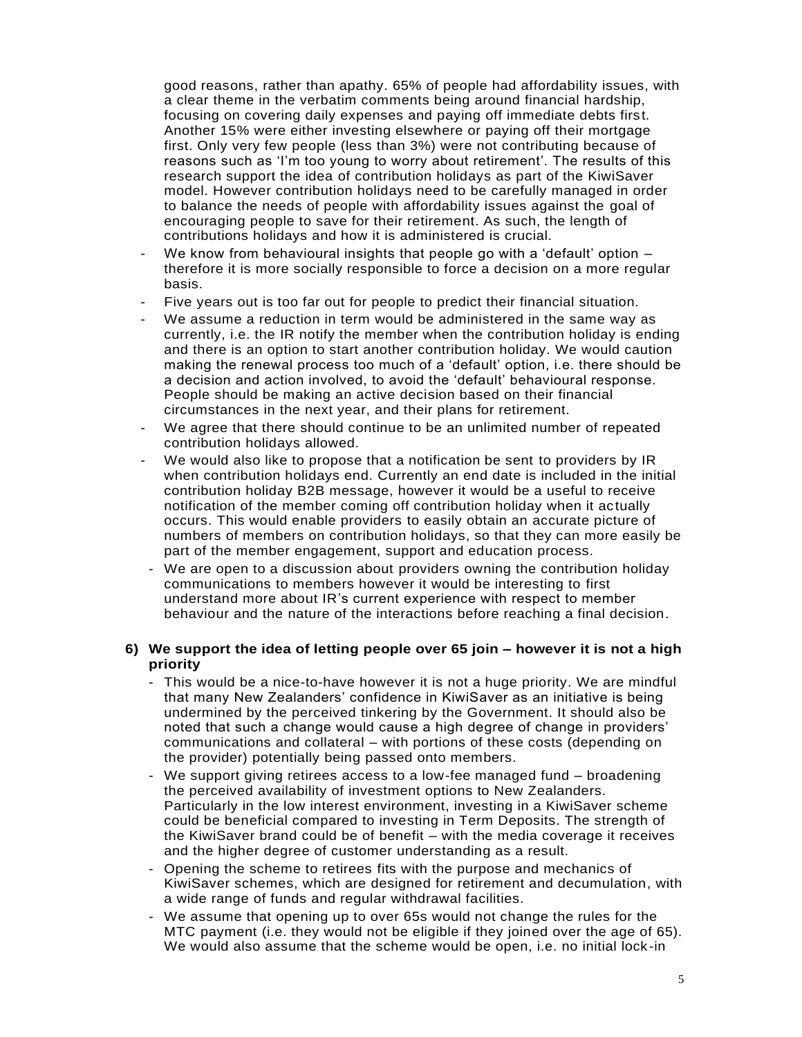good reasons, rather than apathy. 65% of people had affordability issues, with a clear theme in the verbatim comments being around financial hardship, focusing on covering daily expenses and paying off immediate debts first. Another 15% were either investing elsewhere or paying off their mortgage first. Only very few people (less than 3%) were not contributing because of reasons such as 'I'm too young to worry about retirement'. The results of this research support the idea of contribution holidays as part of the KiwiSaver model. However contribution holidays need to be carefully managed in order to balance the needs of people with affordability issues against the goal of encouraging people to save for their retirement. As such, the length of contributions holidays and how it is administered is crucial.

- We know from behavioural insights that people go with a 'default' option – therefore it is more socially responsible to force a decision on a more regular basis.
- Five years out is too far out for people to predict their financial situation.
- We assume a reduction in term would be administered in the same way as currently, i.e. the IR notify the member when the contribution holiday is ending and there is an option to start another contribution holiday. We would caution making the renewal process too much of a 'default' option, i.e. there should be a decision and action involved, to avoid the 'default' behavioural response. People should be making an active decision based on their financial circumstances in the next year, and their plans for retirement.
- We agree that there should continue to be an unlimited number of repeated contribution holidays allowed.
- We would also like to propose that a notification be sent to providers by IR when contribution holidays end. Currently an end date is included in the initial contribution holiday B2B message, however it would be a useful to receive notification of the member coming off contribution holiday when it actually occurs. This would enable providers to easily obtain an accurate picture of numbers of members on contribution holidays, so that they can more easily be part of the member engagement, support and education process.
- We are open to a discussion about providers owning the contribution holiday communications to members however it would be interesting to first understand more about IR's current experience with respect to member behaviour and the nature of the interactions before reaching a final decision.

**6) We support the idea of letting people over 65 join – however it is not a high priority**

- This would be a nice-to-have however it is not a huge priority. We are mindful that many New Zealanders' confidence in KiwiSaver as an initiative is being undermined by the perceived tinkering by the Government. It should also be noted that such a change would cause a high degree of change in providers' communications and collateral – with portions of these costs (depending on the provider) potentially being passed onto members.
- We support giving retirees access to a low-fee managed fund – broadening the perceived availability of investment options to New Zealanders. Particularly in the low interest environment, investing in a KiwiSaver scheme could be beneficial compared to investing in Term Deposits. The strength of the KiwiSaver brand could be of benefit – with the media coverage it receives and the higher degree of customer understanding as a result.
- Opening the scheme to retirees fits with the purpose and mechanics of KiwiSaver schemes, which are designed for retirement and decumulation, with a wide range of funds and regular withdrawal facilities.
- We assume that opening up to over 65s would not change the rules for the MTC payment (i.e. they would not be eligible if they joined over the age of 65). We would also assume that the scheme would be open, i.e. no initial lock-in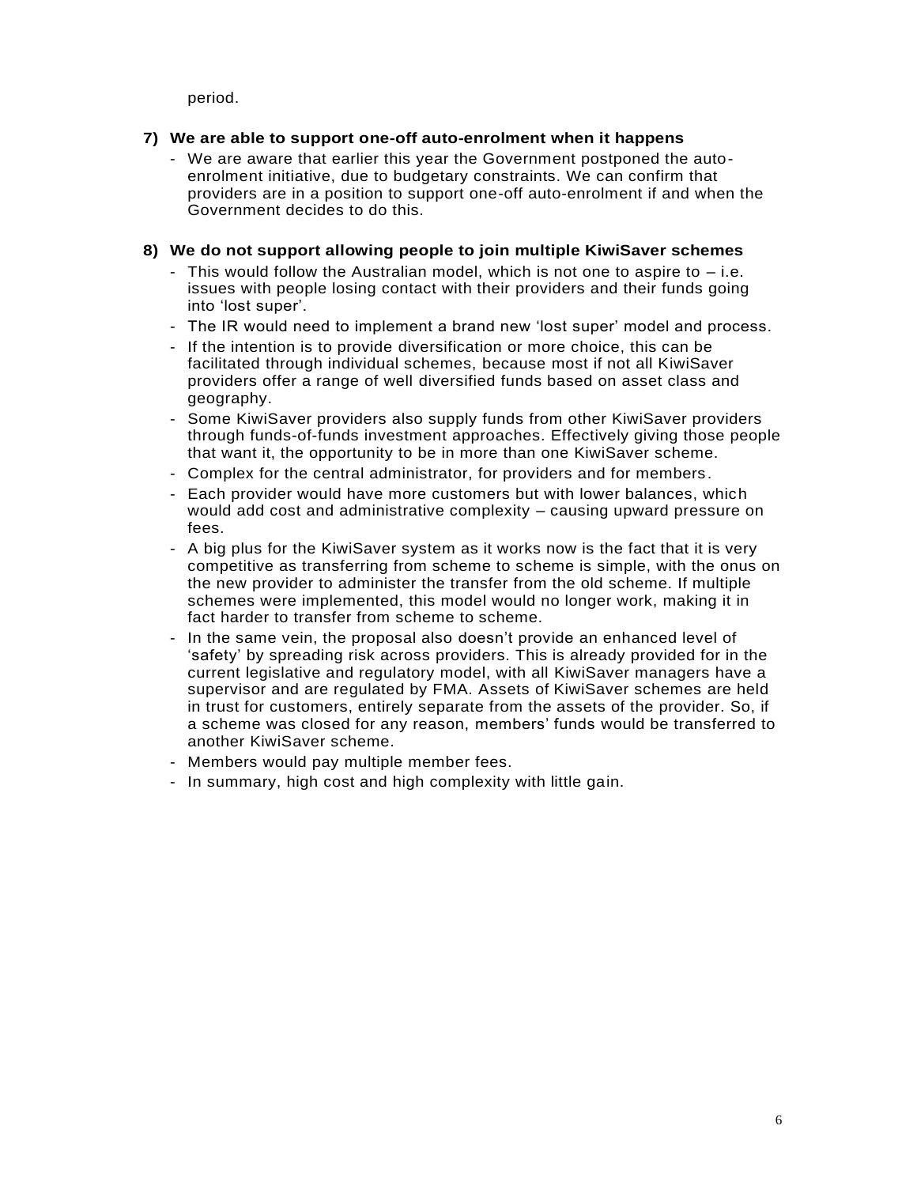period.

**7) We are able to support one-off auto-enrolment when it happens**

- We are aware that earlier this year the Government postponed the auto-enrolment initiative, due to budgetary constraints. We can confirm that providers are in a position to support one-off auto-enrolment if and when the Government decides to do this.

**8) We do not support allowing people to join multiple KiwiSaver schemes**

- This would follow the Australian model, which is not one to aspire to – i.e. issues with people losing contact with their providers and their funds going into 'lost super'.
- The IR would need to implement a brand new 'lost super' model and process.
- If the intention is to provide diversification or more choice, this can be facilitated through individual schemes, because most if not all KiwiSaver providers offer a range of well diversified funds based on asset class and geography.
- Some KiwiSaver providers also supply funds from other KiwiSaver providers through funds-of-funds investment approaches. Effectively giving those people that want it, the opportunity to be in more than one KiwiSaver scheme.
- Complex for the central administrator, for providers and for members.
- Each provider would have more customers but with lower balances, which would add cost and administrative complexity – causing upward pressure on fees.
- A big plus for the KiwiSaver system as it works now is the fact that it is very competitive as transferring from scheme to scheme is simple, with the onus on the new provider to administer the transfer from the old scheme. If multiple schemes were implemented, this model would no longer work, making it in fact harder to transfer from scheme to scheme.
- In the same vein, the proposal also doesn't provide an enhanced level of 'safety' by spreading risk across providers. This is already provided for in the current legislative and regulatory model, with all KiwiSaver managers have a supervisor and are regulated by FMA. Assets of KiwiSaver schemes are held in trust for customers, entirely separate from the assets of the provider. So, if a scheme was closed for any reason, members' funds would be transferred to another KiwiSaver scheme.
- Members would pay multiple member fees.
- In summary, high cost and high complexity with little gain.